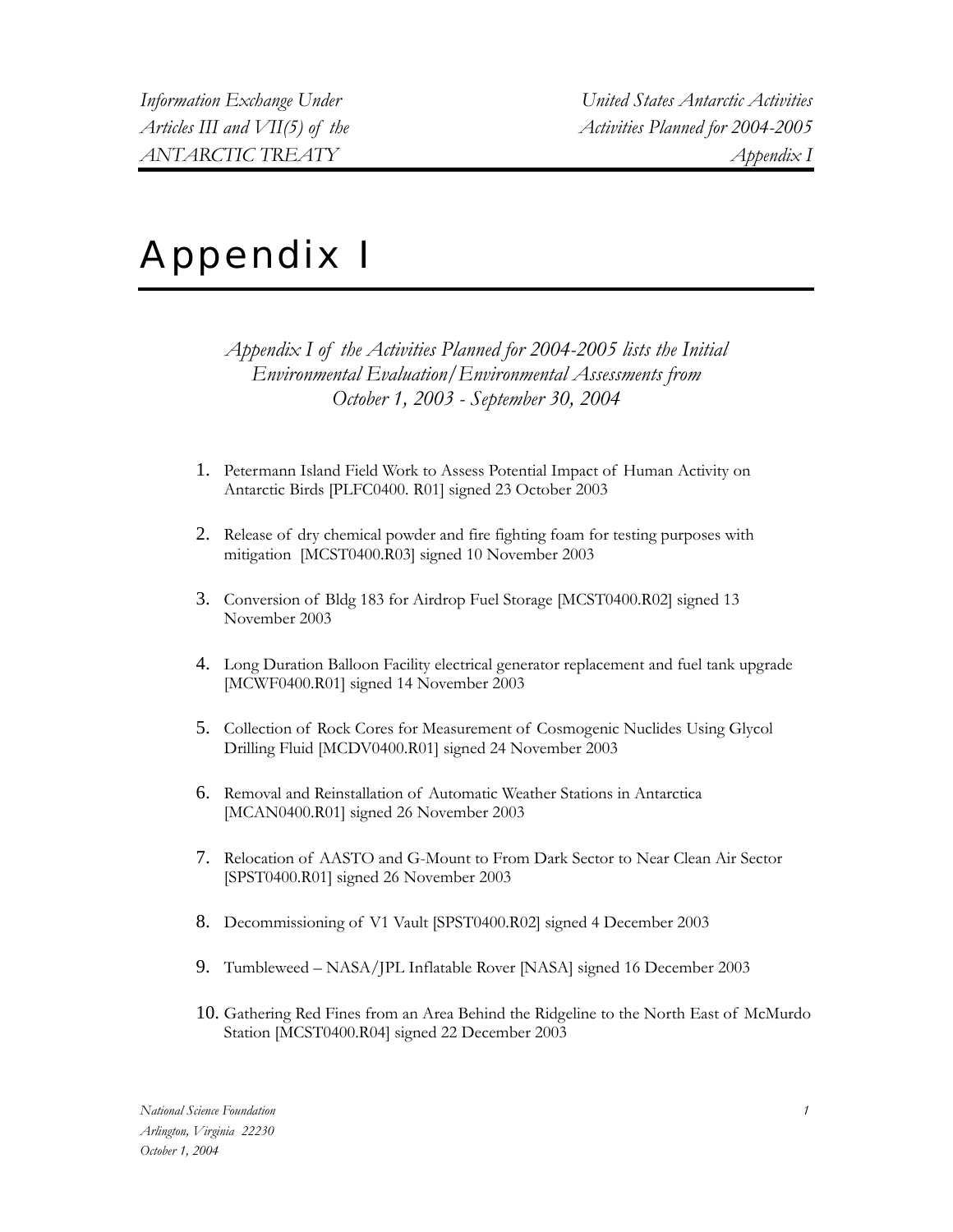# Appendix I

*Appendix I of the Activities Planned for 2004-2005 lists the Initial Environmental Evaluation/Environmental Assessments from October 1, 2003 - September 30, 2004*

1. Petermann Island Field Work to Assess Potential Impact of Human Activity on Antarctic Birds [PLFC0400. R01] signed 23 October 2003
2. Release of dry chemical powder and fire fighting foam for testing purposes with mitigation [MCST0400.R03] signed 10 November 2003
3. Conversion of Bldg 183 for Airdrop Fuel Storage [MCST0400.R02] signed 13 November 2003
4. Long Duration Balloon Facility electrical generator replacement and fuel tank upgrade [MCWF0400.R01] signed 14 November 2003
5. Collection of Rock Cores for Measurement of Cosmogenic Nuclides Using Glycol Drilling Fluid [MCDV0400.R01] signed 24 November 2003
6. Removal and Reinstallation of Automatic Weather Stations in Antarctica [MCAN0400.R01] signed 26 November 2003
7. Relocation of AASTO and G-Mount to From Dark Sector to Near Clean Air Sector [SPST0400.R01] signed 26 November 2003
8. Decommissioning of V1 Vault [SPST0400.R02] signed 4 December 2003
9. Tumbleweed – NASA/JPL Inflatable Rover [NASA] signed 16 December 2003
10. Gathering Red Fines from an Area Behind the Ridgeline to the North East of McMurdo Station [MCST0400.R04] signed 22 December 2003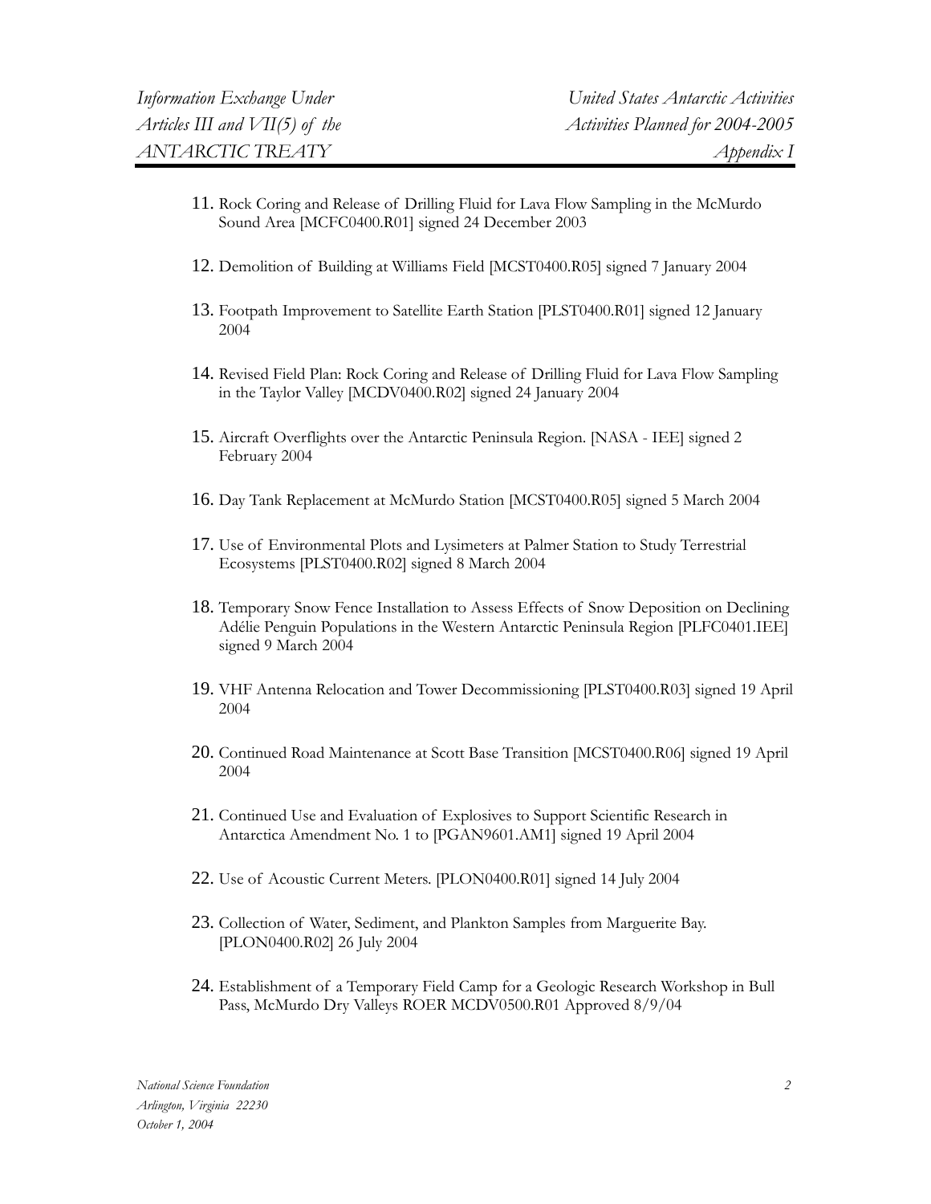11. Rock Coring and Release of Drilling Fluid for Lava Flow Sampling in the McMurdo Sound Area [MCFC0400.R01] signed 24 December 2003

12. Demolition of Building at Williams Field [MCST0400.R05] signed 7 January 2004

13. Footpath Improvement to Satellite Earth Station [PLST0400.R01] signed 12 January 2004

14. Revised Field Plan: Rock Coring and Release of Drilling Fluid for Lava Flow Sampling in the Taylor Valley [MCDV0400.R02] signed 24 January 2004

15. Aircraft Overflights over the Antarctic Peninsula Region. [NASA - IEE] signed 2 February 2004

16. Day Tank Replacement at McMurdo Station [MCST0400.R05] signed 5 March 2004

17. Use of Environmental Plots and Lysimeters at Palmer Station to Study Terrestrial Ecosystems [PLST0400.R02] signed 8 March 2004

18. Temporary Snow Fence Installation to Assess Effects of Snow Deposition on Declining Adélie Penguin Populations in the Western Antarctic Peninsula Region [PLFC0401.IEE] signed 9 March 2004

19. VHF Antenna Relocation and Tower Decommissioning [PLST0400.R03] signed 19 April 2004

20. Continued Road Maintenance at Scott Base Transition [MCST0400.R06] signed 19 April 2004

21. Continued Use and Evaluation of Explosives to Support Scientific Research in Antarctica Amendment No. 1 to [PGAN9601.AM1] signed 19 April 2004

22. Use of Acoustic Current Meters. [PLON0400.R01] signed 14 July 2004

23. Collection of Water, Sediment, and Plankton Samples from Marguerite Bay. [PLON0400.R02] 26 July 2004

24. Establishment of a Temporary Field Camp for a Geologic Research Workshop in Bull Pass, McMurdo Dry Valleys ROER MCDV0500.R01 Approved 8/9/04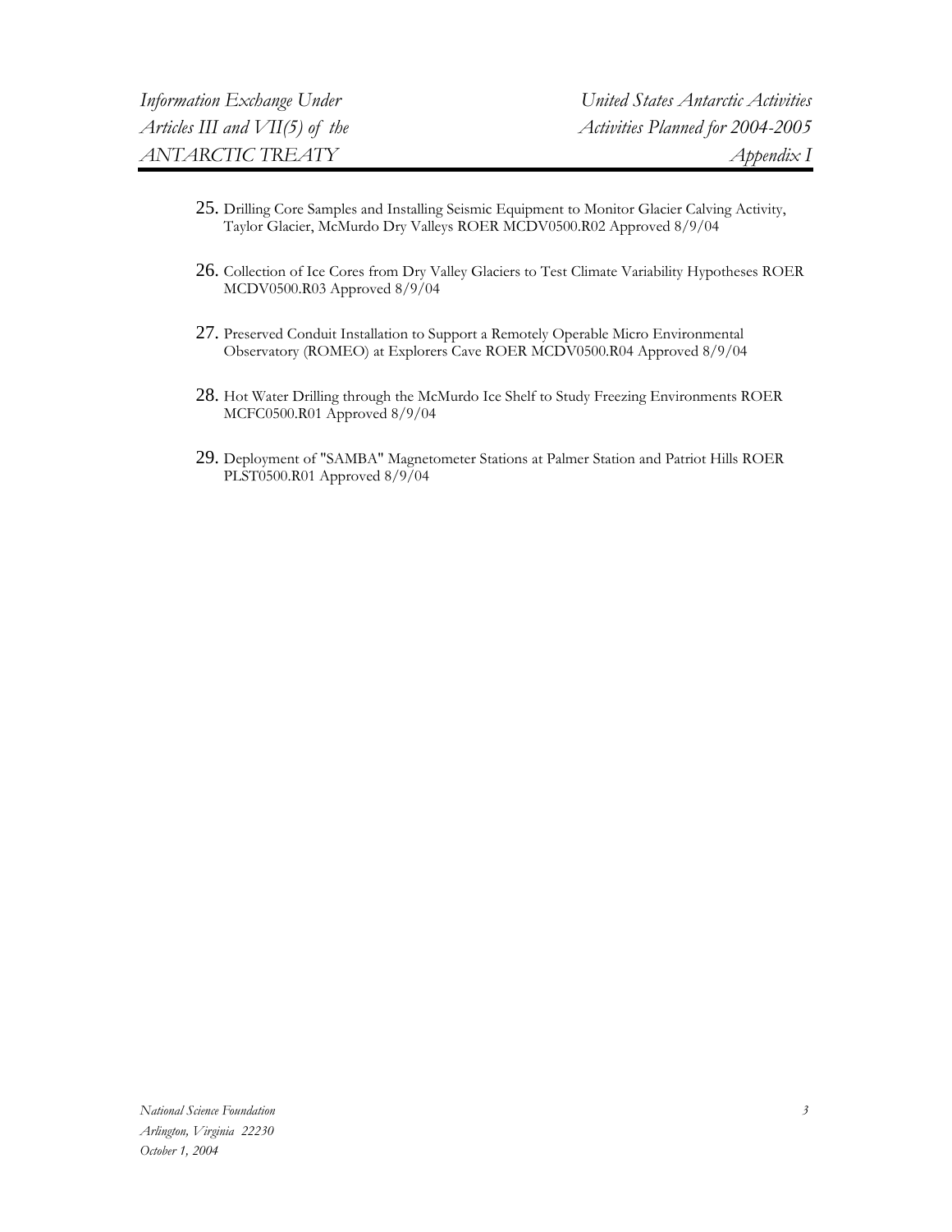25. Drilling Core Samples and Installing Seismic Equipment to Monitor Glacier Calving Activity, Taylor Glacier, McMurdo Dry Valleys ROER MCDV0500.R02 Approved 8/9/04

26. Collection of Ice Cores from Dry Valley Glaciers to Test Climate Variability Hypotheses ROER MCDV0500.R03 Approved 8/9/04

27. Preserved Conduit Installation to Support a Remotely Operable Micro Environmental Observatory (ROMEO) at Explorers Cave ROER MCDV0500.R04 Approved 8/9/04

28. Hot Water Drilling through the McMurdo Ice Shelf to Study Freezing Environments ROER MCFC0500.R01 Approved 8/9/04

29. Deployment of "SAMBA" Magnetometer Stations at Palmer Station and Patriot Hills ROER PLST0500.R01 Approved 8/9/04